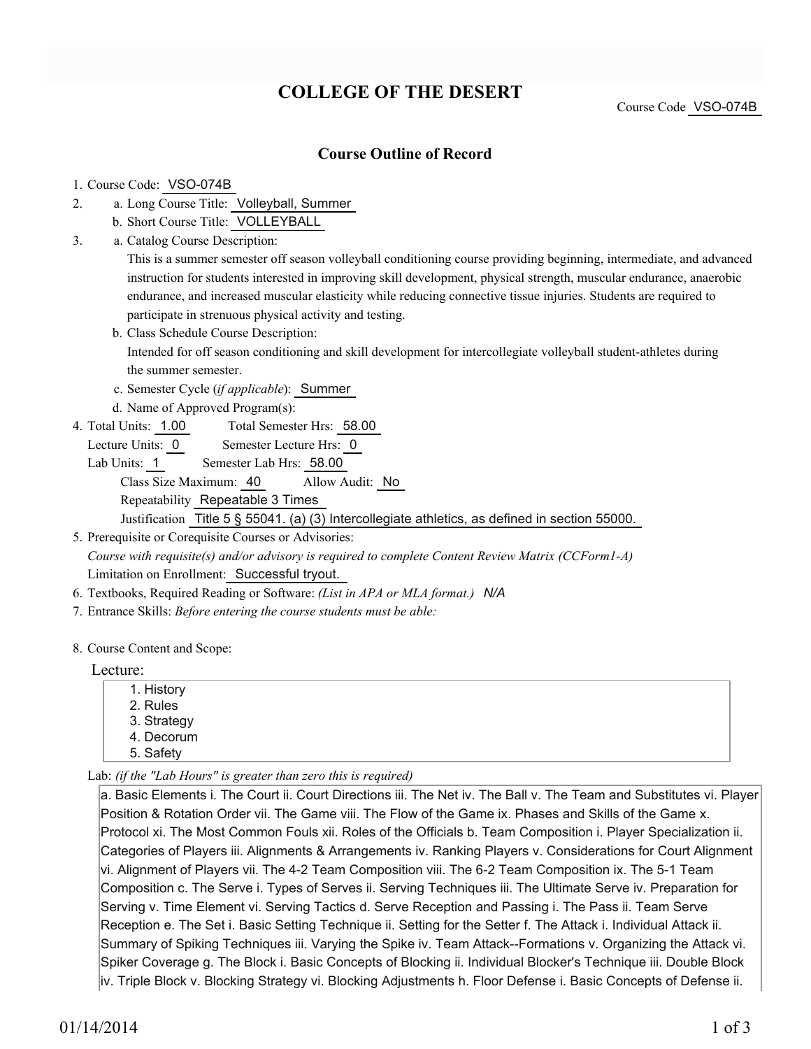# COLLEGE OF THE DESERT

Course Code VSO-074B

## Course Outline of Record

1. Course Code: VSO-074B
2. a. Long Course Title: Volleyball, Summer
   b. Short Course Title: VOLLEYBALL
3. a. Catalog Course Description:
   This is a summer semester off season volleyball conditioning course providing beginning, intermediate, and advanced instruction for students interested in improving skill development, physical strength, muscular endurance, anaerobic endurance, and increased muscular elasticity while reducing connective tissue injuries. Students are required to participate in strenuous physical activity and testing.
   b. Class Schedule Course Description:
   Intended for off season conditioning and skill development for intercollegiate volleyball student-athletes during the summer semester.
   c. Semester Cycle (*if applicable*): Summer
   d. Name of Approved Program(s):
4. Total Units: 1.00 Total Semester Hrs: 58.00
   Lecture Units: 0 Semester Lecture Hrs: 0
   Lab Units: 1 Semester Lab Hrs: 58.00
   Class Size Maximum: 40 Allow Audit: No
   Repeatability Repeatable 3 Times
   Justification Title 5 § 55041. (a) (3) Intercollegiate athletics, as defined in section 55000.
5. Prerequisite or Corequisite Courses or Advisories:
   *Course with requisite(s) and/or advisory is required to complete Content Review Matrix (CCForm1-A)*
   Limitation on Enrollment: Successful tryout.
6. Textbooks, Required Reading or Software: *(List in APA or MLA format.)* *N/A*
7. Entrance Skills: *Before entering the course students must be able:*
8. Course Content and Scope:

Lecture:

1. History
2. Rules
3. Strategy
4. Decorum
5. Safety

Lab: *(if the "Lab Hours" is greater than zero this is required)*

a. Basic Elements i. The Court ii. Court Directions iii. The Net iv. The Ball v. The Team and Substitutes vi. Player Position & Rotation Order vii. The Game viii. The Flow of the Game ix. Phases and Skills of the Game x. Protocol xi. The Most Common Fouls xii. Roles of the Officials b. Team Composition i. Player Specialization ii. Categories of Players iii. Alignments & Arrangements iv. Ranking Players v. Considerations for Court Alignment vi. Alignment of Players vii. The 4-2 Team Composition viii. The 6-2 Team Composition ix. The 5-1 Team Composition c. The Serve i. Types of Serves ii. Serving Techniques iii. The Ultimate Serve iv. Preparation for Serving v. Time Element vi. Serving Tactics d. Serve Reception and Passing i. The Pass ii. Team Serve Reception e. The Set i. Basic Setting Technique ii. Setting for the Setter f. The Attack i. Individual Attack ii. Summary of Spiking Techniques iii. Varying the Spike iv. Team Attack--Formations v. Organizing the Attack vi. Spiker Coverage g. The Block i. Basic Concepts of Blocking ii. Individual Blocker's Technique iii. Double Block iv. Triple Block v. Blocking Strategy vi. Blocking Adjustments h. Floor Defense i. Basic Concepts of Defense ii.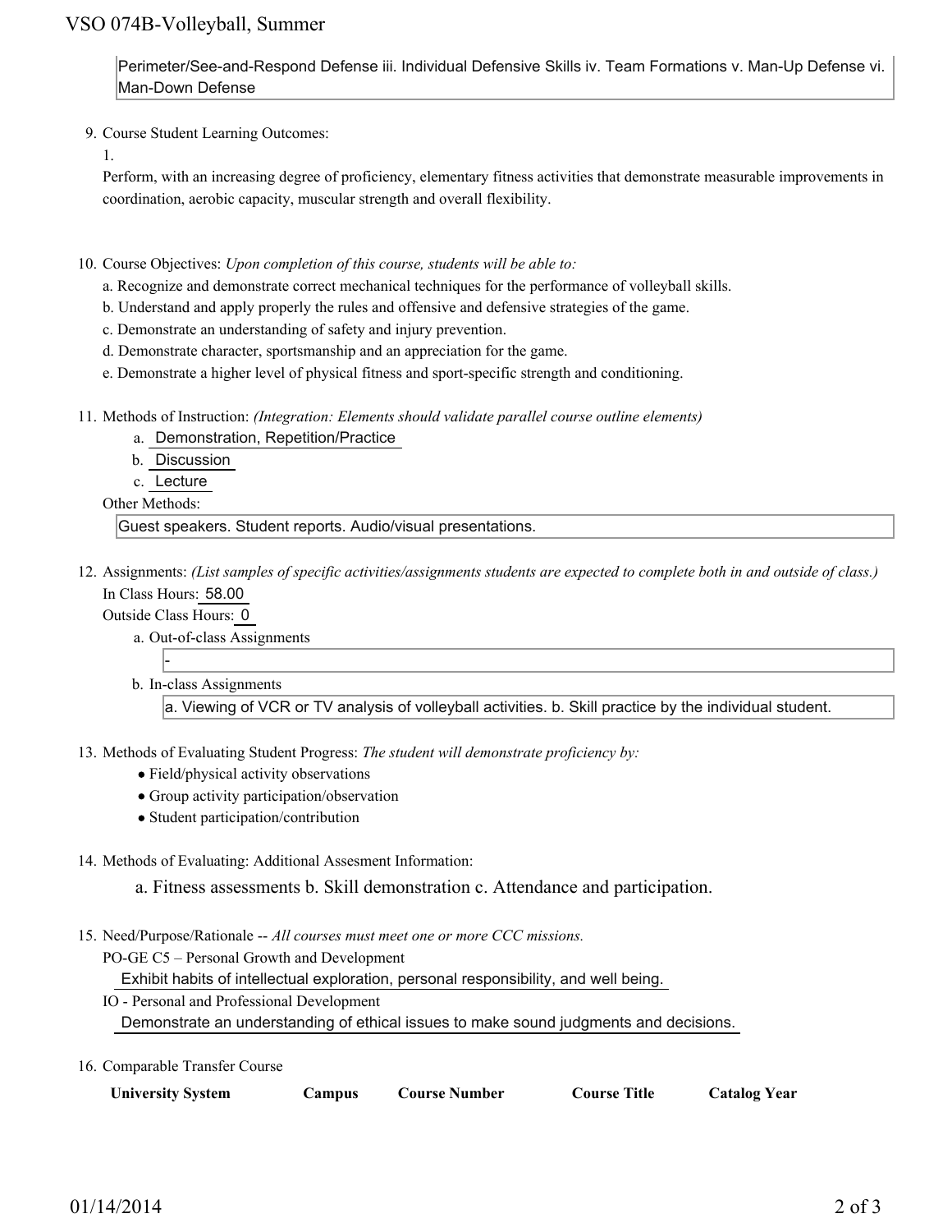Perimeter/See-and-Respond Defense iii. Individual Defensive Skills iv. Team Formations v. Man-Up Defense vi. Man-Down Defense

9. Course Student Learning Outcomes:

   1.

   Perform, with an increasing degree of proficiency, elementary fitness activities that demonstrate measurable improvements in coordination, aerobic capacity, muscular strength and overall flexibility.

10. Course Objectives: *Upon completion of this course, students will be able to:*

    a. Recognize and demonstrate correct mechanical techniques for the performance of volleyball skills.

    b. Understand and apply properly the rules and offensive and defensive strategies of the game.

    c. Demonstrate an understanding of safety and injury prevention.

    d. Demonstrate character, sportsmanship and an appreciation for the game.

    e. Demonstrate a higher level of physical fitness and sport-specific strength and conditioning.

11. Methods of Instruction: *(Integration: Elements should validate parallel course outline elements)*

    a. Demonstration, Repetition/Practice

    b. Discussion

    c. Lecture

    Other Methods:

    Guest speakers. Student reports. Audio/visual presentations.

12. Assignments: *(List samples of specific activities/assignments students are expected to complete both in and outside of class.)*

    In Class Hours: 58.00

    Outside Class Hours: 0

    a. Out-of-class Assignments

       -

    b. In-class Assignments

       a. Viewing of VCR or TV analysis of volleyball activities. b. Skill practice by the individual student.

13. Methods of Evaluating Student Progress: *The student will demonstrate proficiency by:*

    - Field/physical activity observations
    - Group activity participation/observation
    - Student participation/contribution

14. Methods of Evaluating: Additional Assesment Information:

    a. Fitness assessments b. Skill demonstration c. Attendance and participation.

15. Need/Purpose/Rationale -- *All courses must meet one or more CCC missions.*

    PO-GE C5 – Personal Growth and Development

    Exhibit habits of intellectual exploration, personal responsibility, and well being.

    IO - Personal and Professional Development

    Demonstrate an understanding of ethical issues to make sound judgments and decisions.

16. Comparable Transfer Course

| University System | Campus | Course Number | Course Title | Catalog Year |
|---|---|---|---|---|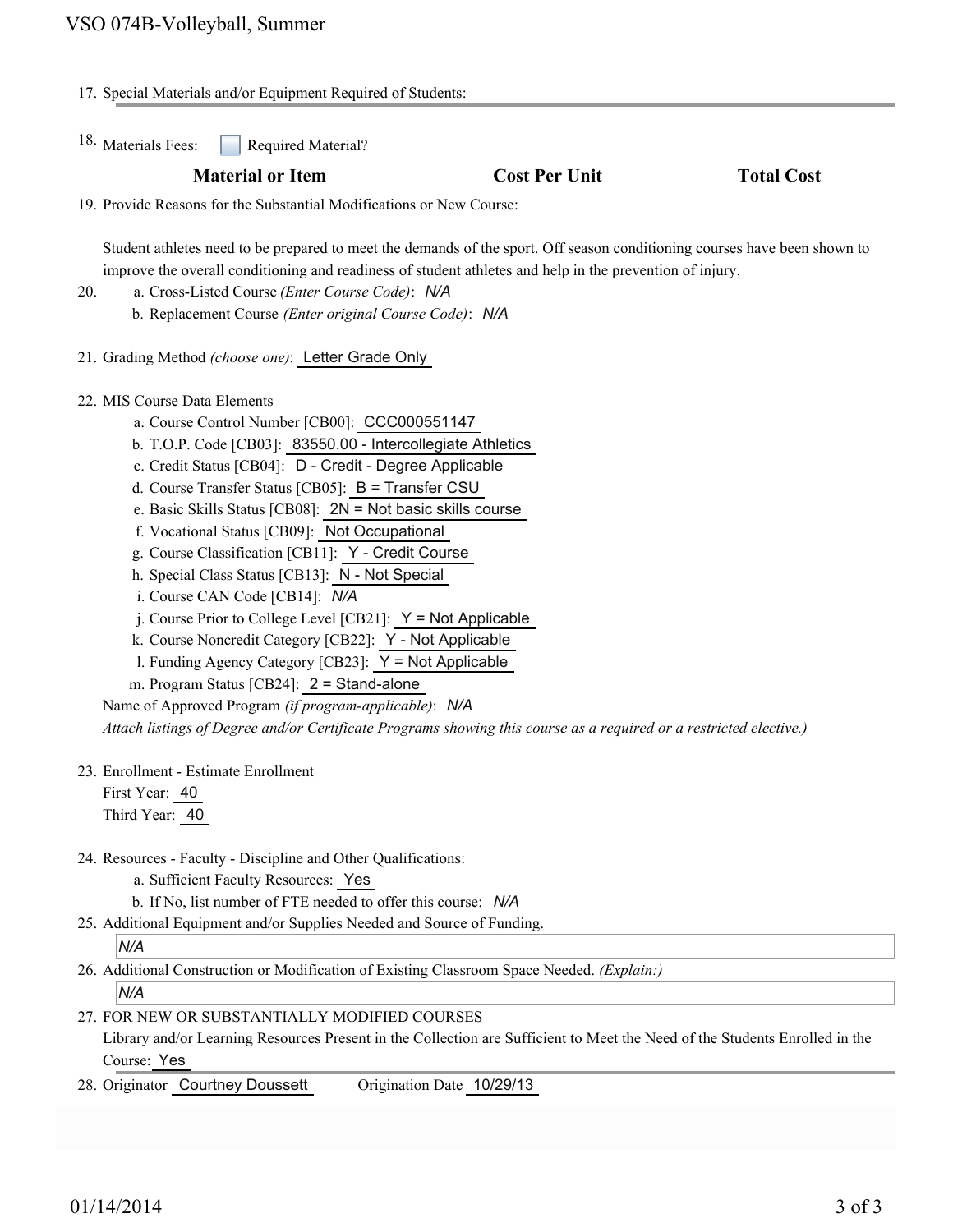17. Special Materials and/or Equipment Required of Students:

18. Materials Fees: ☐ Required Material?

| Material or Item | Cost Per Unit | Total Cost |
|---|---|---|

19. Provide Reasons for the Substantial Modifications or New Course:

    Student athletes need to be prepared to meet the demands of the sport. Off season conditioning courses have been shown to improve the overall conditioning and readiness of student athletes and help in the prevention of injury.

20. a. Cross-Listed Course *(Enter Course Code)*: *N/A*
    b. Replacement Course *(Enter original Course Code)*: *N/A*

21. Grading Method *(choose one)*: Letter Grade Only

22. MIS Course Data Elements
    a. Course Control Number [CB00]: CCC000551147
    b. T.O.P. Code [CB03]: 83550.00 - Intercollegiate Athletics
    c. Credit Status [CB04]: D - Credit - Degree Applicable
    d. Course Transfer Status [CB05]: B = Transfer CSU
    e. Basic Skills Status [CB08]: 2N = Not basic skills course
    f. Vocational Status [CB09]: Not Occupational
    g. Course Classification [CB11]: Y - Credit Course
    h. Special Class Status [CB13]: N - Not Special
    i. Course CAN Code [CB14]: *N/A*
    j. Course Prior to College Level [CB21]: Y = Not Applicable
    k. Course Noncredit Category [CB22]: Y - Not Applicable
    l. Funding Agency Category [CB23]: Y = Not Applicable
    m. Program Status [CB24]: 2 = Stand-alone

    Name of Approved Program *(if program-applicable)*: *N/A*

    *Attach listings of Degree and/or Certificate Programs showing this course as a required or a restricted elective.)*

23. Enrollment - Estimate Enrollment
    First Year: 40
    Third Year: 40

24. Resources - Faculty - Discipline and Other Qualifications:
    a. Sufficient Faculty Resources: Yes
    b. If No, list number of FTE needed to offer this course: *N/A*

25. Additional Equipment and/or Supplies Needed and Source of Funding.
    *N/A*

26. Additional Construction or Modification of Existing Classroom Space Needed. *(Explain:)*
    *N/A*

27. FOR NEW OR SUBSTANTIALLY MODIFIED COURSES
    Library and/or Learning Resources Present in the Collection are Sufficient to Meet the Need of the Students Enrolled in the Course: Yes

28. Originator Courtney Doussett Origination Date 10/29/13